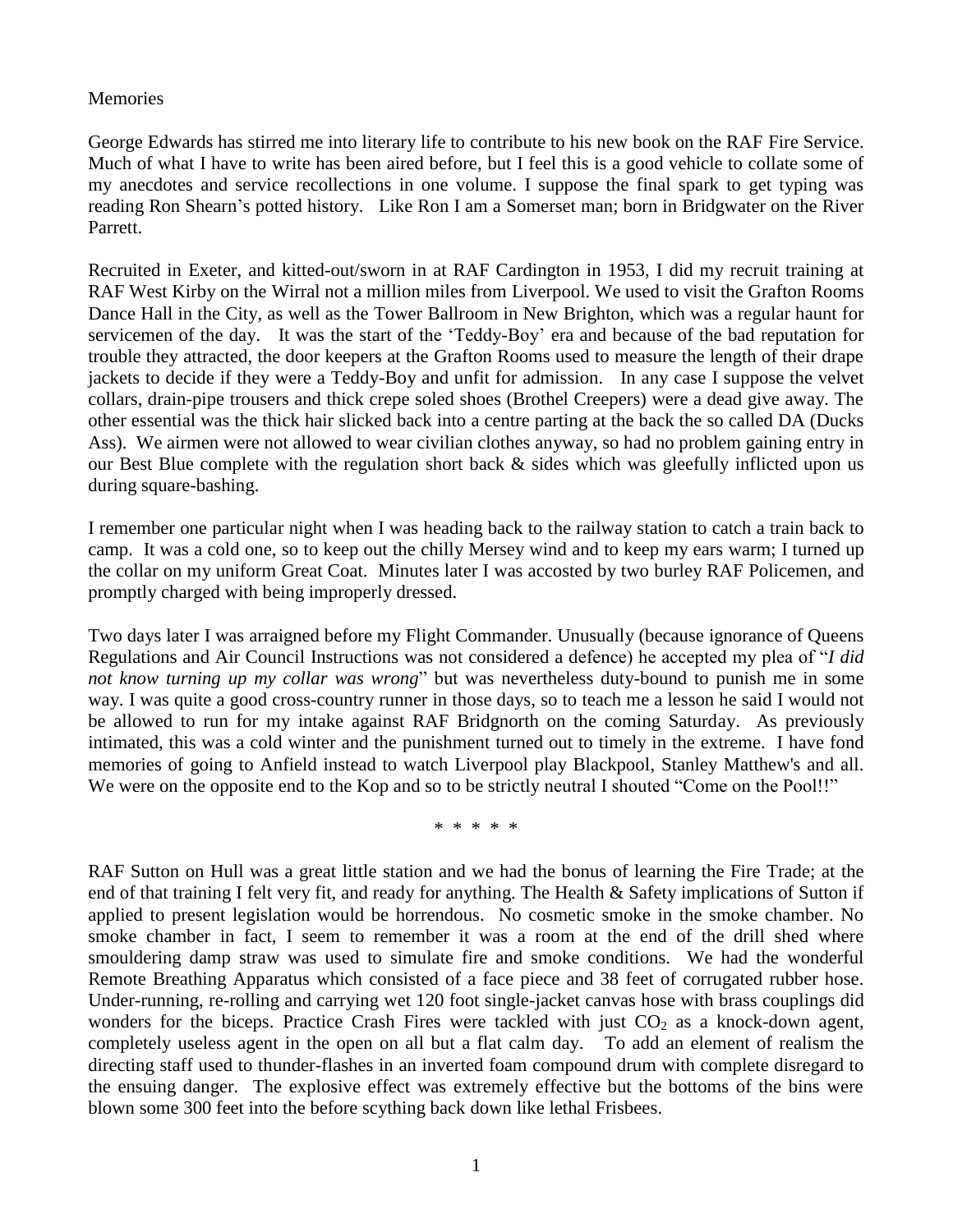Memories

George Edwards has stirred me into literary life to contribute to his new book on the RAF Fire Service. Much of what I have to write has been aired before, but I feel this is a good vehicle to collate some of my anecdotes and service recollections in one volume. I suppose the final spark to get typing was reading Ron Shearn's potted history. Like Ron I am a Somerset man; born in Bridgwater on the River Parrett.

Recruited in Exeter, and kitted-out/sworn in at RAF Cardington in 1953, I did my recruit training at RAF West Kirby on the Wirral not a million miles from Liverpool. We used to visit the Grafton Rooms Dance Hall in the City, as well as the Tower Ballroom in New Brighton, which was a regular haunt for servicemen of the day. It was the start of the 'Teddy-Boy' era and because of the bad reputation for trouble they attracted, the door keepers at the Grafton Rooms used to measure the length of their drape jackets to decide if they were a Teddy-Boy and unfit for admission. In any case I suppose the velvet collars, drain-pipe trousers and thick crepe soled shoes (Brothel Creepers) were a dead give away. The other essential was the thick hair slicked back into a centre parting at the back the so called DA (Ducks Ass). We airmen were not allowed to wear civilian clothes anyway, so had no problem gaining entry in our Best Blue complete with the regulation short back & sides which was gleefully inflicted upon us during square-bashing.

I remember one particular night when I was heading back to the railway station to catch a train back to camp. It was a cold one, so to keep out the chilly Mersey wind and to keep my ears warm; I turned up the collar on my uniform Great Coat. Minutes later I was accosted by two burley RAF Policemen, and promptly charged with being improperly dressed.

Two days later I was arraigned before my Flight Commander. Unusually (because ignorance of Queens Regulations and Air Council Instructions was not considered a defence) he accepted my plea of "*I did not know turning up my collar was wrong*" but was nevertheless duty-bound to punish me in some way. I was quite a good cross-country runner in those days, so to teach me a lesson he said I would not be allowed to run for my intake against RAF Bridgnorth on the coming Saturday. As previously intimated, this was a cold winter and the punishment turned out to timely in the extreme. I have fond memories of going to Anfield instead to watch Liverpool play Blackpool, Stanley Matthew's and all. We were on the opposite end to the Kop and so to be strictly neutral I shouted "Come on the Pool!!"

\* \* \* \* \*

RAF Sutton on Hull was a great little station and we had the bonus of learning the Fire Trade; at the end of that training I felt very fit, and ready for anything. The Health & Safety implications of Sutton if applied to present legislation would be horrendous. No cosmetic smoke in the smoke chamber. No smoke chamber in fact, I seem to remember it was a room at the end of the drill shed where smouldering damp straw was used to simulate fire and smoke conditions. We had the wonderful Remote Breathing Apparatus which consisted of a face piece and 38 feet of corrugated rubber hose. Under-running, re-rolling and carrying wet 120 foot single-jacket canvas hose with brass couplings did wonders for the biceps. Practice Crash Fires were tackled with just $CO_2$ as a knock-down agent, completely useless agent in the open on all but a flat calm day. To add an element of realism the directing staff used to thunder-flashes in an inverted foam compound drum with complete disregard to the ensuing danger. The explosive effect was extremely effective but the bottoms of the bins were blown some 300 feet into the before scything back down like lethal Frisbees.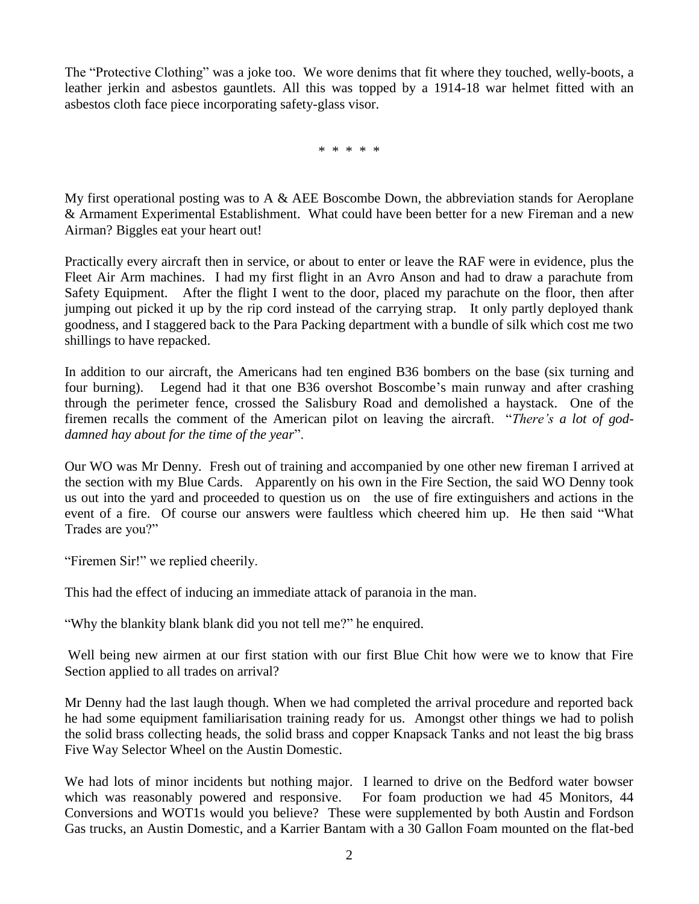The "Protective Clothing" was a joke too. We wore denims that fit where they touched, welly-boots, a leather jerkin and asbestos gauntlets. All this was topped by a 1914-18 war helmet fitted with an asbestos cloth face piece incorporating safety-glass visor.

* * * * *

My first operational posting was to A & AEE Boscombe Down, the abbreviation stands for Aeroplane & Armament Experimental Establishment. What could have been better for a new Fireman and a new Airman? Biggles eat your heart out!

Practically every aircraft then in service, or about to enter or leave the RAF were in evidence, plus the Fleet Air Arm machines. I had my first flight in an Avro Anson and had to draw a parachute from Safety Equipment. After the flight I went to the door, placed my parachute on the floor, then after jumping out picked it up by the rip cord instead of the carrying strap. It only partly deployed thank goodness, and I staggered back to the Para Packing department with a bundle of silk which cost me two shillings to have repacked.

In addition to our aircraft, the Americans had ten engined B36 bombers on the base (six turning and four burning). Legend had it that one B36 overshot Boscombe's main runway and after crashing through the perimeter fence, crossed the Salisbury Road and demolished a haystack. One of the firemen recalls the comment of the American pilot on leaving the aircraft. "*There's a lot of god-damned hay about for the time of the year*".

Our WO was Mr Denny. Fresh out of training and accompanied by one other new fireman I arrived at the section with my Blue Cards. Apparently on his own in the Fire Section, the said WO Denny took us out into the yard and proceeded to question us on the use of fire extinguishers and actions in the event of a fire. Of course our answers were faultless which cheered him up. He then said "What Trades are you?"

"Firemen Sir!" we replied cheerily.

This had the effect of inducing an immediate attack of paranoia in the man.

"Why the blankity blank blank did you not tell me?" he enquired.

Well being new airmen at our first station with our first Blue Chit how were we to know that Fire Section applied to all trades on arrival?

Mr Denny had the last laugh though. When we had completed the arrival procedure and reported back he had some equipment familiarisation training ready for us. Amongst other things we had to polish the solid brass collecting heads, the solid brass and copper Knapsack Tanks and not least the big brass Five Way Selector Wheel on the Austin Domestic.

We had lots of minor incidents but nothing major. I learned to drive on the Bedford water bowser which was reasonably powered and responsive. For foam production we had 45 Monitors, 44 Conversions and WOT1s would you believe? These were supplemented by both Austin and Fordson Gas trucks, an Austin Domestic, and a Karrier Bantam with a 30 Gallon Foam mounted on the flat-bed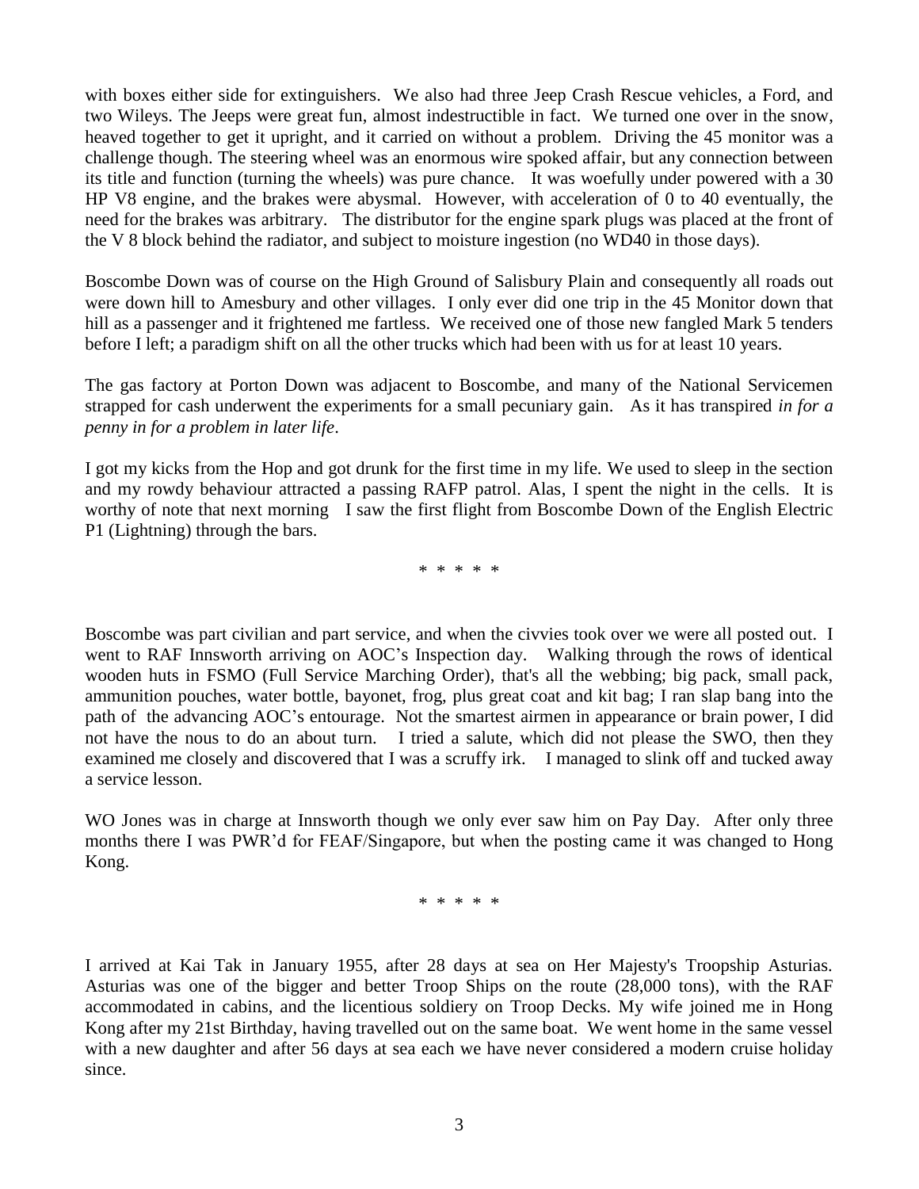with boxes either side for extinguishers. We also had three Jeep Crash Rescue vehicles, a Ford, and two Wileys. The Jeeps were great fun, almost indestructible in fact. We turned one over in the snow, heaved together to get it upright, and it carried on without a problem. Driving the 45 monitor was a challenge though. The steering wheel was an enormous wire spoked affair, but any connection between its title and function (turning the wheels) was pure chance. It was woefully under powered with a 30 HP V8 engine, and the brakes were abysmal. However, with acceleration of 0 to 40 eventually, the need for the brakes was arbitrary. The distributor for the engine spark plugs was placed at the front of the V 8 block behind the radiator, and subject to moisture ingestion (no WD40 in those days).

Boscombe Down was of course on the High Ground of Salisbury Plain and consequently all roads out were down hill to Amesbury and other villages. I only ever did one trip in the 45 Monitor down that hill as a passenger and it frightened me fartless. We received one of those new fangled Mark 5 tenders before I left; a paradigm shift on all the other trucks which had been with us for at least 10 years.

The gas factory at Porton Down was adjacent to Boscombe, and many of the National Servicemen strapped for cash underwent the experiments for a small pecuniary gain. As it has transpired *in for a penny in for a problem in later life*.

I got my kicks from the Hop and got drunk for the first time in my life. We used to sleep in the section and my rowdy behaviour attracted a passing RAFP patrol. Alas, I spent the night in the cells. It is worthy of note that next morning I saw the first flight from Boscombe Down of the English Electric P1 (Lightning) through the bars.

\* \* \* \* \*

Boscombe was part civilian and part service, and when the civvies took over we were all posted out. I went to RAF Innsworth arriving on AOC's Inspection day. Walking through the rows of identical wooden huts in FSMO (Full Service Marching Order), that's all the webbing; big pack, small pack, ammunition pouches, water bottle, bayonet, frog, plus great coat and kit bag; I ran slap bang into the path of the advancing AOC's entourage. Not the smartest airmen in appearance or brain power, I did not have the nous to do an about turn. I tried a salute, which did not please the SWO, then they examined me closely and discovered that I was a scruffy irk. I managed to slink off and tucked away a service lesson.

WO Jones was in charge at Innsworth though we only ever saw him on Pay Day. After only three months there I was PWR'd for FEAF/Singapore, but when the posting came it was changed to Hong Kong.

\* \* \* \* \*

I arrived at Kai Tak in January 1955, after 28 days at sea on Her Majesty's Troopship Asturias. Asturias was one of the bigger and better Troop Ships on the route (28,000 tons), with the RAF accommodated in cabins, and the licentious soldiery on Troop Decks. My wife joined me in Hong Kong after my 21st Birthday, having travelled out on the same boat. We went home in the same vessel with a new daughter and after 56 days at sea each we have never considered a modern cruise holiday since.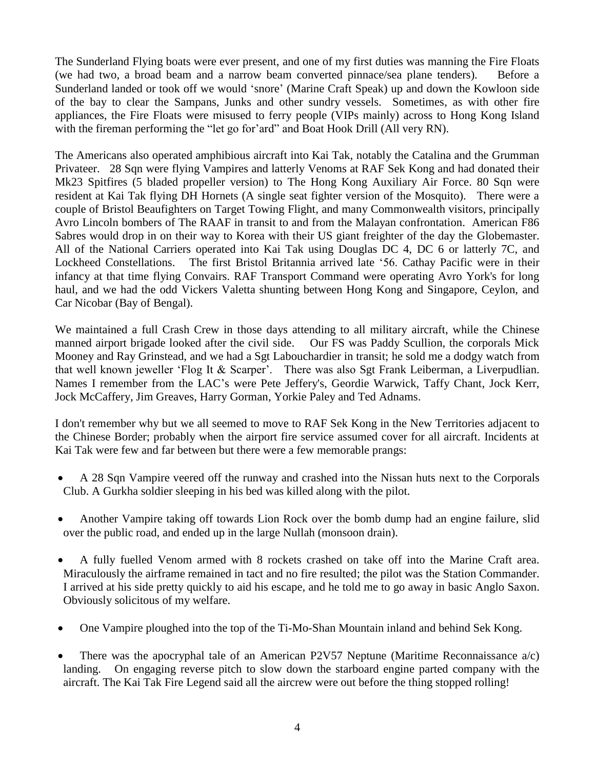The Sunderland Flying boats were ever present, and one of my first duties was manning the Fire Floats (we had two, a broad beam and a narrow beam converted pinnace/sea plane tenders). Before a Sunderland landed or took off we would 'snore' (Marine Craft Speak) up and down the Kowloon side of the bay to clear the Sampans, Junks and other sundry vessels. Sometimes, as with other fire appliances, the Fire Floats were misused to ferry people (VIPs mainly) across to Hong Kong Island with the fireman performing the "let go for'ard" and Boat Hook Drill (All very RN).

The Americans also operated amphibious aircraft into Kai Tak, notably the Catalina and the Grumman Privateer. 28 Sqn were flying Vampires and latterly Venoms at RAF Sek Kong and had donated their Mk23 Spitfires (5 bladed propeller version) to The Hong Kong Auxiliary Air Force. 80 Sqn were resident at Kai Tak flying DH Hornets (A single seat fighter version of the Mosquito). There were a couple of Bristol Beaufighters on Target Towing Flight, and many Commonwealth visitors, principally Avro Lincoln bombers of The RAAF in transit to and from the Malayan confrontation. American F86 Sabres would drop in on their way to Korea with their US giant freighter of the day the Globemaster. All of the National Carriers operated into Kai Tak using Douglas DC 4, DC 6 or latterly 7C, and Lockheed Constellations. The first Bristol Britannia arrived late '56. Cathay Pacific were in their infancy at that time flying Convairs. RAF Transport Command were operating Avro York's for long haul, and we had the odd Vickers Valetta shunting between Hong Kong and Singapore, Ceylon, and Car Nicobar (Bay of Bengal).

We maintained a full Crash Crew in those days attending to all military aircraft, while the Chinese manned airport brigade looked after the civil side. Our FS was Paddy Scullion, the corporals Mick Mooney and Ray Grinstead, and we had a Sgt Labouchardier in transit; he sold me a dodgy watch from that well known jeweller 'Flog It & Scarper'. There was also Sgt Frank Leiberman, a Liverpudlian. Names I remember from the LAC's were Pete Jeffery's, Geordie Warwick, Taffy Chant, Jock Kerr, Jock McCaffery, Jim Greaves, Harry Gorman, Yorkie Paley and Ted Adnams.

I don't remember why but we all seemed to move to RAF Sek Kong in the New Territories adjacent to the Chinese Border; probably when the airport fire service assumed cover for all aircraft. Incidents at Kai Tak were few and far between but there were a few memorable prangs:

- A 28 Sqn Vampire veered off the runway and crashed into the Nissan huts next to the Corporals Club. A Gurkha soldier sleeping in his bed was killed along with the pilot.
- Another Vampire taking off towards Lion Rock over the bomb dump had an engine failure, slid over the public road, and ended up in the large Nullah (monsoon drain).
- A fully fuelled Venom armed with 8 rockets crashed on take off into the Marine Craft area. Miraculously the airframe remained in tact and no fire resulted; the pilot was the Station Commander. I arrived at his side pretty quickly to aid his escape, and he told me to go away in basic Anglo Saxon. Obviously solicitous of my welfare.
- One Vampire ploughed into the top of the Ti-Mo-Shan Mountain inland and behind Sek Kong.
- There was the apocryphal tale of an American P2V57 Neptune (Maritime Reconnaissance a/c) landing. On engaging reverse pitch to slow down the starboard engine parted company with the aircraft. The Kai Tak Fire Legend said all the aircrew were out before the thing stopped rolling!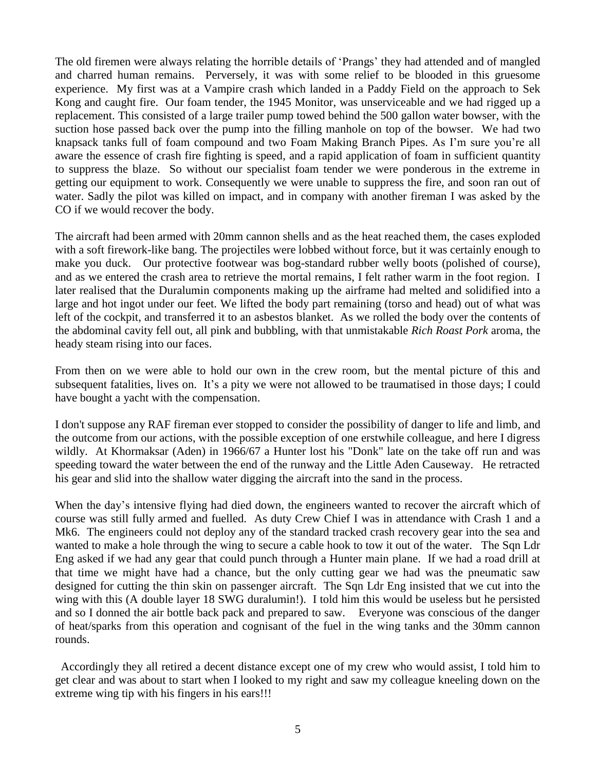The old firemen were always relating the horrible details of 'Prangs' they had attended and of mangled and charred human remains. Perversely, it was with some relief to be blooded in this gruesome experience. My first was at a Vampire crash which landed in a Paddy Field on the approach to Sek Kong and caught fire. Our foam tender, the 1945 Monitor, was unserviceable and we had rigged up a replacement. This consisted of a large trailer pump towed behind the 500 gallon water bowser, with the suction hose passed back over the pump into the filling manhole on top of the bowser. We had two knapsack tanks full of foam compound and two Foam Making Branch Pipes. As I'm sure you're all aware the essence of crash fire fighting is speed, and a rapid application of foam in sufficient quantity to suppress the blaze. So without our specialist foam tender we were ponderous in the extreme in getting our equipment to work. Consequently we were unable to suppress the fire, and soon ran out of water. Sadly the pilot was killed on impact, and in company with another fireman I was asked by the CO if we would recover the body.

The aircraft had been armed with 20mm cannon shells and as the heat reached them, the cases exploded with a soft firework-like bang. The projectiles were lobbed without force, but it was certainly enough to make you duck. Our protective footwear was bog-standard rubber welly boots (polished of course), and as we entered the crash area to retrieve the mortal remains, I felt rather warm in the foot region. I later realised that the Duralumin components making up the airframe had melted and solidified into a large and hot ingot under our feet. We lifted the body part remaining (torso and head) out of what was left of the cockpit, and transferred it to an asbestos blanket. As we rolled the body over the contents of the abdominal cavity fell out, all pink and bubbling, with that unmistakable *Rich Roast Pork* aroma, the heady steam rising into our faces.

From then on we were able to hold our own in the crew room, but the mental picture of this and subsequent fatalities, lives on. It's a pity we were not allowed to be traumatised in those days; I could have bought a yacht with the compensation.

I don't suppose any RAF fireman ever stopped to consider the possibility of danger to life and limb, and the outcome from our actions, with the possible exception of one erstwhile colleague, and here I digress wildly. At Khormaksar (Aden) in 1966/67 a Hunter lost his "Donk" late on the take off run and was speeding toward the water between the end of the runway and the Little Aden Causeway. He retracted his gear and slid into the shallow water digging the aircraft into the sand in the process.

When the day's intensive flying had died down, the engineers wanted to recover the aircraft which of course was still fully armed and fuelled. As duty Crew Chief I was in attendance with Crash 1 and a Mk6. The engineers could not deploy any of the standard tracked crash recovery gear into the sea and wanted to make a hole through the wing to secure a cable hook to tow it out of the water. The Sqn Ldr Eng asked if we had any gear that could punch through a Hunter main plane. If we had a road drill at that time we might have had a chance, but the only cutting gear we had was the pneumatic saw designed for cutting the thin skin on passenger aircraft. The Sqn Ldr Eng insisted that we cut into the wing with this (A double layer 18 SWG duralumin!). I told him this would be useless but he persisted and so I donned the air bottle back pack and prepared to saw. Everyone was conscious of the danger of heat/sparks from this operation and cognisant of the fuel in the wing tanks and the 30mm cannon rounds.

Accordingly they all retired a decent distance except one of my crew who would assist, I told him to get clear and was about to start when I looked to my right and saw my colleague kneeling down on the extreme wing tip with his fingers in his ears!!!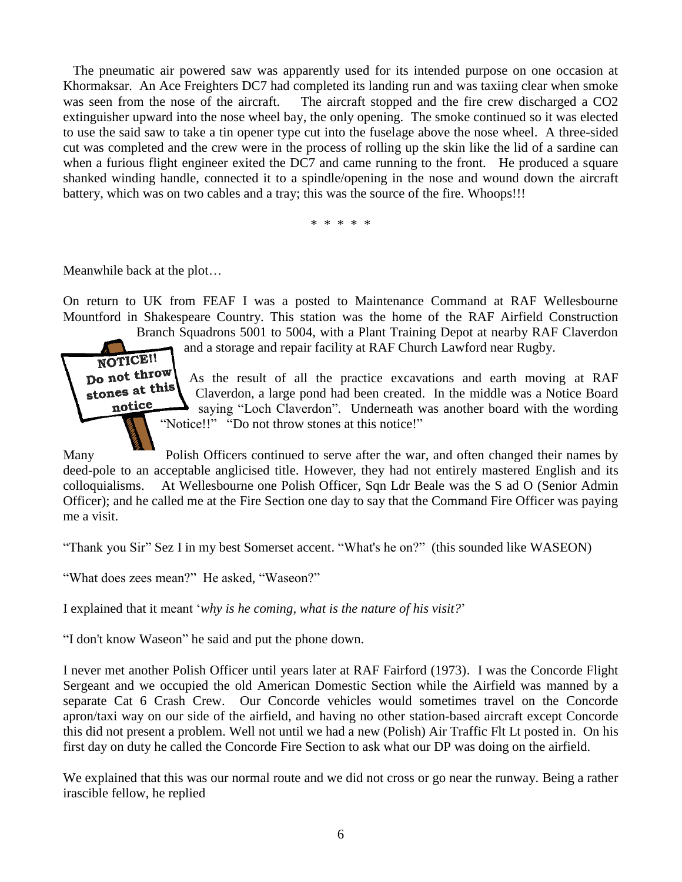The pneumatic air powered saw was apparently used for its intended purpose on one occasion at Khormaksar. An Ace Freighters DC7 had completed its landing run and was taxiing clear when smoke was seen from the nose of the aircraft. The aircraft stopped and the fire crew discharged a $CO_2$ extinguisher upward into the nose wheel bay, the only opening. The smoke continued so it was elected to use the said saw to take a tin opener type cut into the fuselage above the nose wheel. A three-sided cut was completed and the crew were in the process of rolling up the skin like the lid of a sardine can when a furious flight engineer exited the DC7 and came running to the front. He produced a square shanked winding handle, connected it to a spindle/opening in the nose and wound down the aircraft battery, which was on two cables and a tray; this was the source of the fire. Whoops!!!

\* \* \* \* \*

Meanwhile back at the plot…

On return to UK from FEAF I was a posted to Maintenance Command at RAF Wellesbourne Mountford in Shakespeare Country. This station was the home of the RAF Airfield Construction Branch Squadrons 5001 to 5004, with a Plant Training Depot at nearby RAF Claverdon and a storage and repair facility at RAF Church Lawford near Rugby.

NOTICE!! Do not throw stones at this notice

As the result of all the practice excavations and earth moving at RAF Claverdon, a large pond had been created. In the middle was a Notice Board saying "Loch Claverdon". Underneath was another board with the wording "Notice!!" "Do not throw stones at this notice!"

Many Polish Officers continued to serve after the war, and often changed their names by deed-pole to an acceptable anglicised title. However, they had not entirely mastered English and its colloquialisms. At Wellesbourne one Polish Officer, Sqn Ldr Beale was the S ad O (Senior Admin Officer); and he called me at the Fire Section one day to say that the Command Fire Officer was paying me a visit.

"Thank you Sir" Sez I in my best Somerset accent. "What's he on?" (this sounded like WASEON)

"What does zees mean?" He asked, "Waseon?"

I explained that it meant '*why is he coming, what is the nature of his visit?*'

"I don't know Waseon" he said and put the phone down.

I never met another Polish Officer until years later at RAF Fairford (1973). I was the Concorde Flight Sergeant and we occupied the old American Domestic Section while the Airfield was manned by a separate Cat 6 Crash Crew. Our Concorde vehicles would sometimes travel on the Concorde apron/taxi way on our side of the airfield, and having no other station-based aircraft except Concorde this did not present a problem. Well not until we had a new (Polish) Air Traffic Flt Lt posted in. On his first day on duty he called the Concorde Fire Section to ask what our DP was doing on the airfield.

We explained that this was our normal route and we did not cross or go near the runway. Being a rather irascible fellow, he replied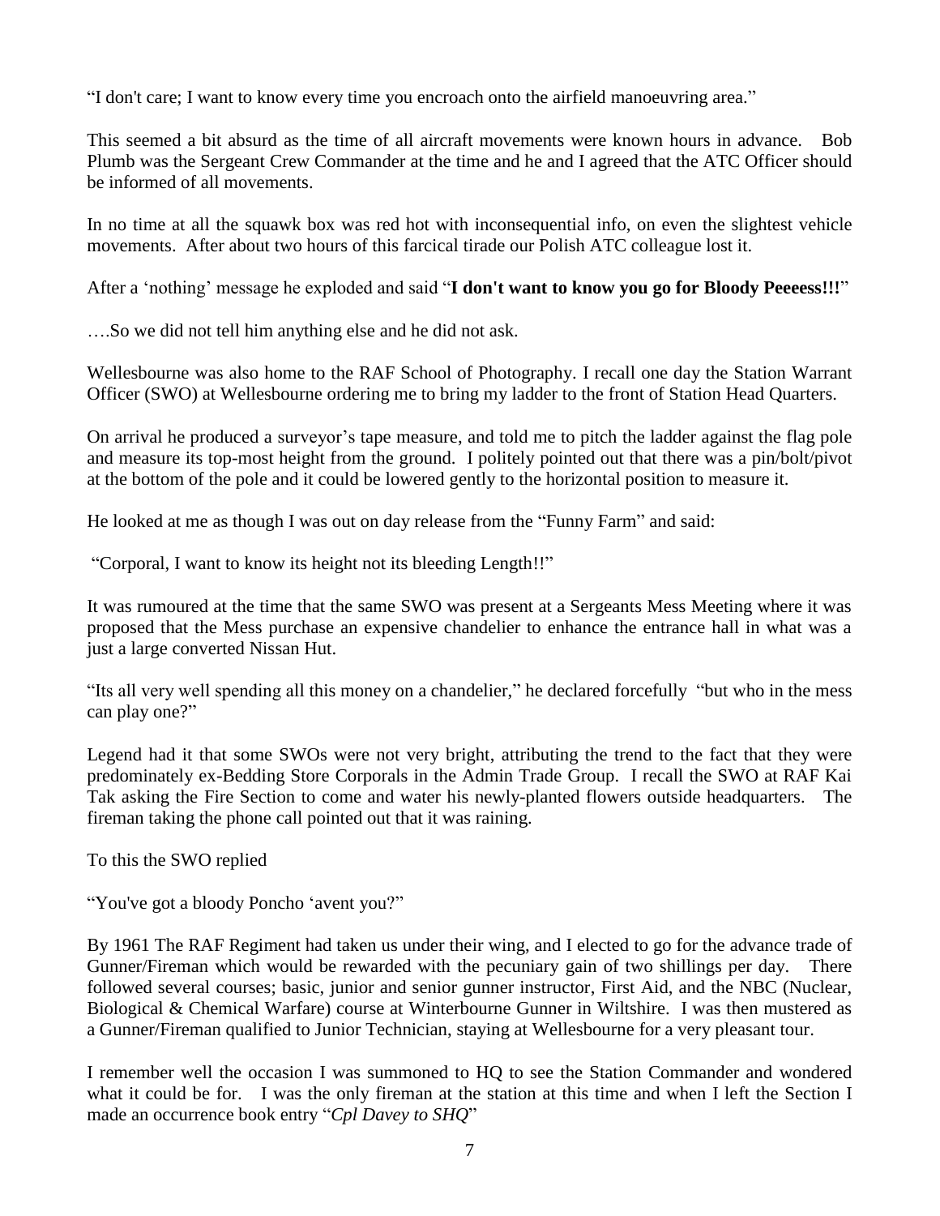"I don't care; I want to know every time you encroach onto the airfield manoeuvring area."

This seemed a bit absurd as the time of all aircraft movements were known hours in advance. Bob Plumb was the Sergeant Crew Commander at the time and he and I agreed that the ATC Officer should be informed of all movements.

In no time at all the squawk box was red hot with inconsequential info, on even the slightest vehicle movements. After about two hours of this farcical tirade our Polish ATC colleague lost it.

After a 'nothing' message he exploded and said "**I don't want to know you go for Bloody Peeeess!!!**"

….So we did not tell him anything else and he did not ask.

Wellesbourne was also home to the RAF School of Photography. I recall one day the Station Warrant Officer (SWO) at Wellesbourne ordering me to bring my ladder to the front of Station Head Quarters.

On arrival he produced a surveyor's tape measure, and told me to pitch the ladder against the flag pole and measure its top-most height from the ground. I politely pointed out that there was a pin/bolt/pivot at the bottom of the pole and it could be lowered gently to the horizontal position to measure it.

He looked at me as though I was out on day release from the "Funny Farm" and said:

"Corporal, I want to know its height not its bleeding Length!!"

It was rumoured at the time that the same SWO was present at a Sergeants Mess Meeting where it was proposed that the Mess purchase an expensive chandelier to enhance the entrance hall in what was a just a large converted Nissan Hut.

"Its all very well spending all this money on a chandelier," he declared forcefully "but who in the mess can play one?"

Legend had it that some SWOs were not very bright, attributing the trend to the fact that they were predominately ex-Bedding Store Corporals in the Admin Trade Group. I recall the SWO at RAF Kai Tak asking the Fire Section to come and water his newly-planted flowers outside headquarters. The fireman taking the phone call pointed out that it was raining.

To this the SWO replied

"You've got a bloody Poncho 'avent you?"

By 1961 The RAF Regiment had taken us under their wing, and I elected to go for the advance trade of Gunner/Fireman which would be rewarded with the pecuniary gain of two shillings per day. There followed several courses; basic, junior and senior gunner instructor, First Aid, and the NBC (Nuclear, Biological & Chemical Warfare) course at Winterbourne Gunner in Wiltshire. I was then mustered as a Gunner/Fireman qualified to Junior Technician, staying at Wellesbourne for a very pleasant tour.

I remember well the occasion I was summoned to HQ to see the Station Commander and wondered what it could be for. I was the only fireman at the station at this time and when I left the Section I made an occurrence book entry "*Cpl Davey to SHQ*"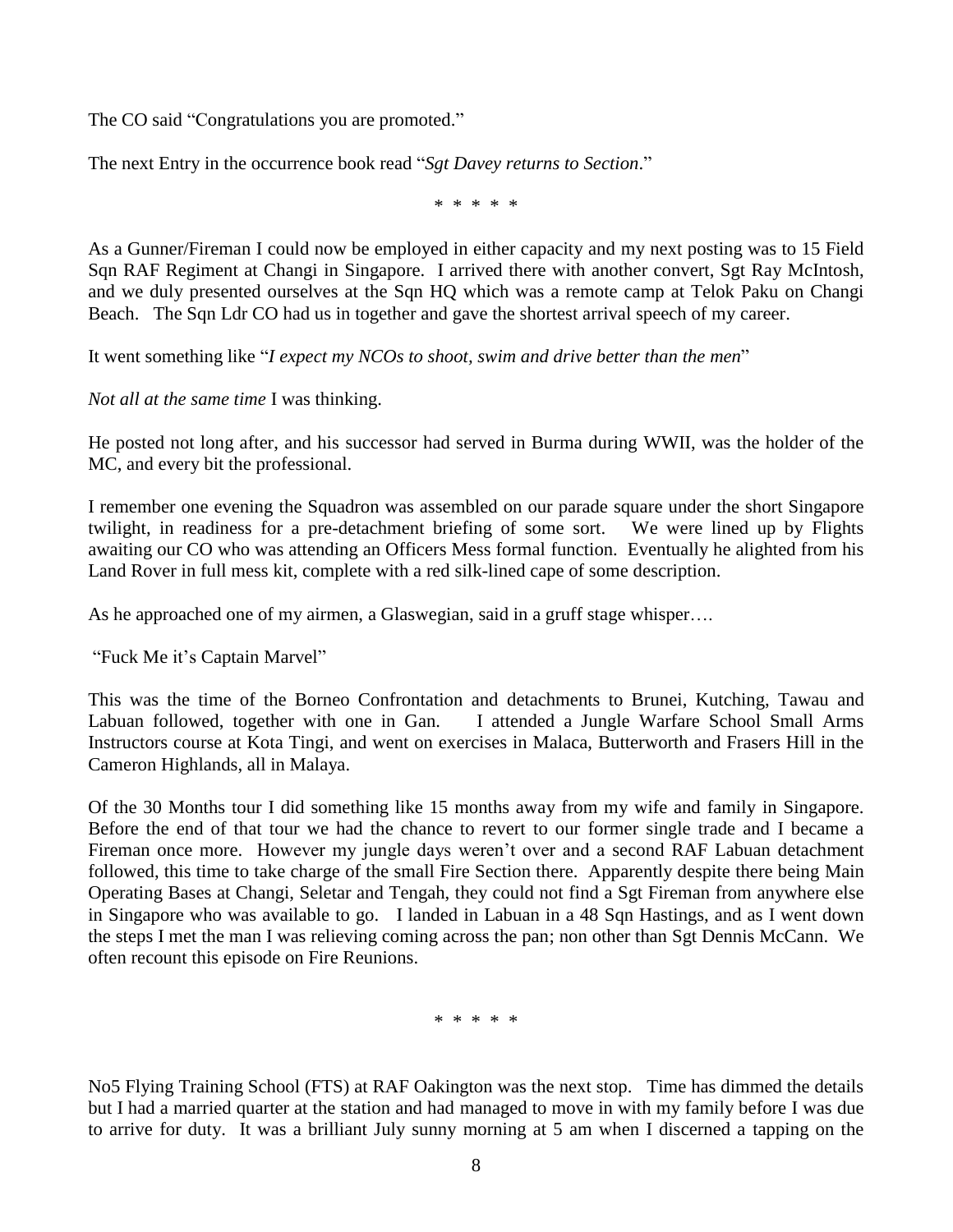The CO said "Congratulations you are promoted."

The next Entry in the occurrence book read "*Sgt Davey returns to Section*."

\* \* \* \* \*

As a Gunner/Fireman I could now be employed in either capacity and my next posting was to 15 Field Sqn RAF Regiment at Changi in Singapore. I arrived there with another convert, Sgt Ray McIntosh, and we duly presented ourselves at the Sqn HQ which was a remote camp at Telok Paku on Changi Beach. The Sqn Ldr CO had us in together and gave the shortest arrival speech of my career.

It went something like "*I expect my NCOs to shoot, swim and drive better than the men*"

*Not all at the same time* I was thinking.

He posted not long after, and his successor had served in Burma during WWII, was the holder of the MC, and every bit the professional.

I remember one evening the Squadron was assembled on our parade square under the short Singapore twilight, in readiness for a pre-detachment briefing of some sort. We were lined up by Flights awaiting our CO who was attending an Officers Mess formal function. Eventually he alighted from his Land Rover in full mess kit, complete with a red silk-lined cape of some description.

As he approached one of my airmen, a Glaswegian, said in a gruff stage whisper….

"Fuck Me it's Captain Marvel"

This was the time of the Borneo Confrontation and detachments to Brunei, Kutching, Tawau and Labuan followed, together with one in Gan. I attended a Jungle Warfare School Small Arms Instructors course at Kota Tingi, and went on exercises in Malaca, Butterworth and Frasers Hill in the Cameron Highlands, all in Malaya.

Of the 30 Months tour I did something like 15 months away from my wife and family in Singapore. Before the end of that tour we had the chance to revert to our former single trade and I became a Fireman once more. However my jungle days weren't over and a second RAF Labuan detachment followed, this time to take charge of the small Fire Section there. Apparently despite there being Main Operating Bases at Changi, Seletar and Tengah, they could not find a Sgt Fireman from anywhere else in Singapore who was available to go. I landed in Labuan in a 48 Sqn Hastings, and as I went down the steps I met the man I was relieving coming across the pan; non other than Sgt Dennis McCann. We often recount this episode on Fire Reunions.

\* \* \* \* \*

No5 Flying Training School (FTS) at RAF Oakington was the next stop. Time has dimmed the details but I had a married quarter at the station and had managed to move in with my family before I was due to arrive for duty. It was a brilliant July sunny morning at 5 am when I discerned a tapping on the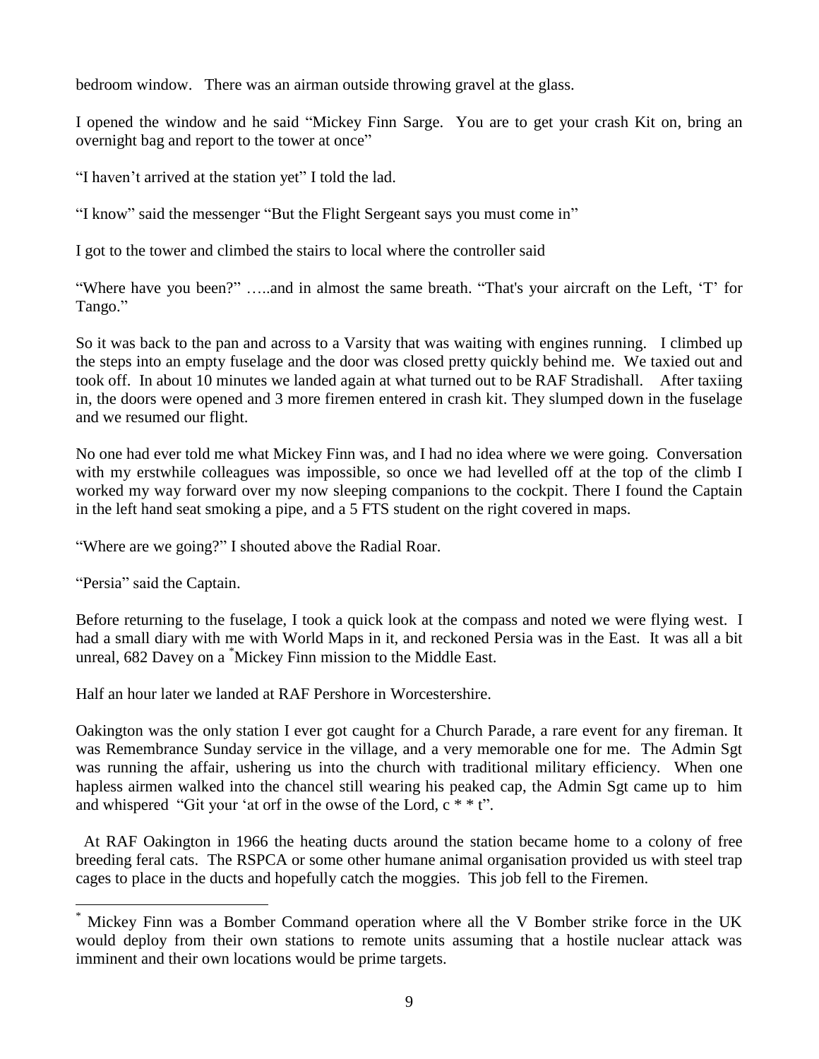bedroom window. There was an airman outside throwing gravel at the glass.

I opened the window and he said "Mickey Finn Sarge. You are to get your crash Kit on, bring an overnight bag and report to the tower at once"

"I haven't arrived at the station yet" I told the lad.

"I know" said the messenger "But the Flight Sergeant says you must come in"

I got to the tower and climbed the stairs to local where the controller said

"Where have you been?" …..and in almost the same breath. "That's your aircraft on the Left, 'T' for Tango."

So it was back to the pan and across to a Varsity that was waiting with engines running. I climbed up the steps into an empty fuselage and the door was closed pretty quickly behind me. We taxied out and took off. In about 10 minutes we landed again at what turned out to be RAF Stradishall. After taxiing in, the doors were opened and 3 more firemen entered in crash kit. They slumped down in the fuselage and we resumed our flight.

No one had ever told me what Mickey Finn was, and I had no idea where we were going. Conversation with my erstwhile colleagues was impossible, so once we had levelled off at the top of the climb I worked my way forward over my now sleeping companions to the cockpit. There I found the Captain in the left hand seat smoking a pipe, and a 5 FTS student on the right covered in maps.

"Where are we going?" I shouted above the Radial Roar.

"Persia" said the Captain.

Before returning to the fuselage, I took a quick look at the compass and noted we were flying west. I had a small diary with me with World Maps in it, and reckoned Persia was in the East. It was all a bit unreal, 682 Davey on a [*]Mickey Finn mission to the Middle East.

Half an hour later we landed at RAF Pershore in Worcestershire.

Oakington was the only station I ever got caught for a Church Parade, a rare event for any fireman. It was Remembrance Sunday service in the village, and a very memorable one for me. The Admin Sgt was running the affair, ushering us into the church with traditional military efficiency. When one hapless airmen walked into the chancel still wearing his peaked cap, the Admin Sgt came up to him and whispered "Git your 'at orf in the owse of the Lord, c * * t".

At RAF Oakington in 1966 the heating ducts around the station became home to a colony of free breeding feral cats. The RSPCA or some other humane animal organisation provided us with steel trap cages to place in the ducts and hopefully catch the moggies. This job fell to the Firemen.

---

[*] Mickey Finn was a Bomber Command operation where all the V Bomber strike force in the UK would deploy from their own stations to remote units assuming that a hostile nuclear attack was imminent and their own locations would be prime targets.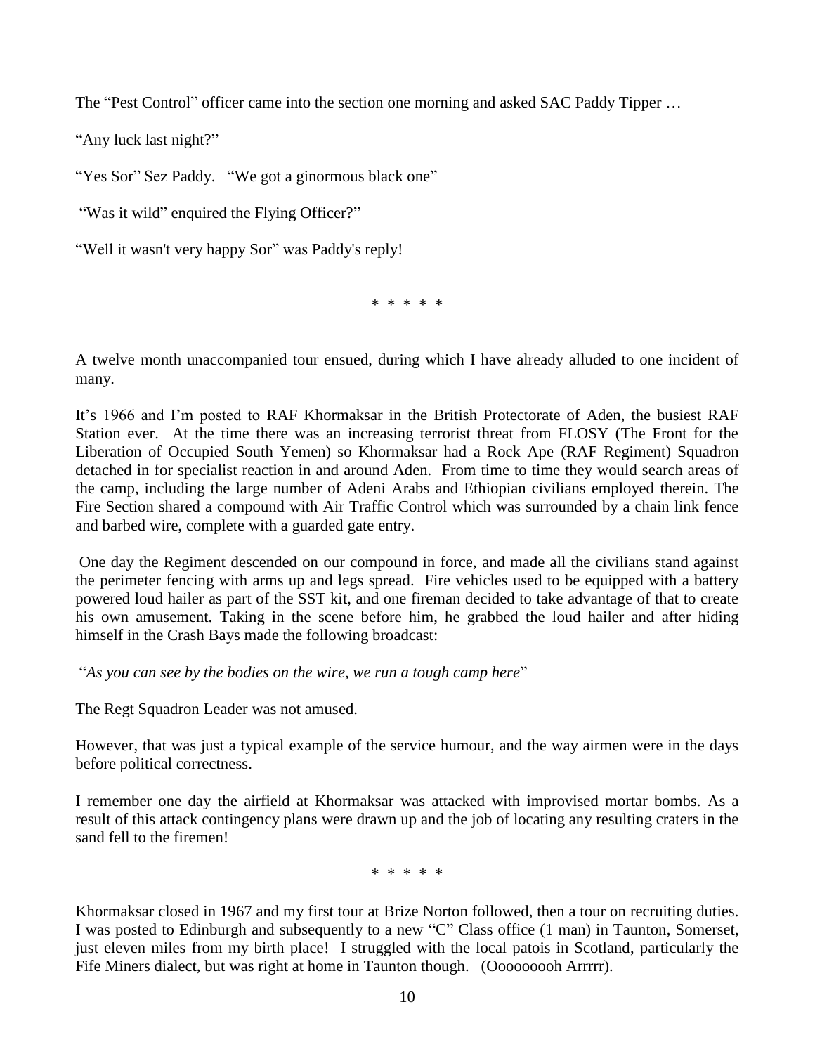The “Pest Control” officer came into the section one morning and asked SAC Paddy Tipper …

“Any luck last night?”

“Yes Sor” Sez Paddy. “We got a ginormous black one”

“Was it wild” enquired the Flying Officer?”

“Well it wasn't very happy Sor” was Paddy's reply!

* * * * *

A twelve month unaccompanied tour ensued, during which I have already alluded to one incident of many.

It’s 1966 and I’m posted to RAF Khormaksar in the British Protectorate of Aden, the busiest RAF Station ever. At the time there was an increasing terrorist threat from FLOSY (The Front for the Liberation of Occupied South Yemen) so Khormaksar had a Rock Ape (RAF Regiment) Squadron detached in for specialist reaction in and around Aden. From time to time they would search areas of the camp, including the large number of Adeni Arabs and Ethiopian civilians employed therein. The Fire Section shared a compound with Air Traffic Control which was surrounded by a chain link fence and barbed wire, complete with a guarded gate entry.

One day the Regiment descended on our compound in force, and made all the civilians stand against the perimeter fencing with arms up and legs spread. Fire vehicles used to be equipped with a battery powered loud hailer as part of the SST kit, and one fireman decided to take advantage of that to create his own amusement. Taking in the scene before him, he grabbed the loud hailer and after hiding himself in the Crash Bays made the following broadcast:

“*As you can see by the bodies on the wire, we run a tough camp here*”

The Regt Squadron Leader was not amused.

However, that was just a typical example of the service humour, and the way airmen were in the days before political correctness.

I remember one day the airfield at Khormaksar was attacked with improvised mortar bombs. As a result of this attack contingency plans were drawn up and the job of locating any resulting craters in the sand fell to the firemen!

* * * * *

Khormaksar closed in 1967 and my first tour at Brize Norton followed, then a tour on recruiting duties. I was posted to Edinburgh and subsequently to a new “C” Class office (1 man) in Taunton, Somerset, just eleven miles from my birth place! I struggled with the local patois in Scotland, particularly the Fife Miners dialect, but was right at home in Taunton though. (Ooooooooh Arrrrr).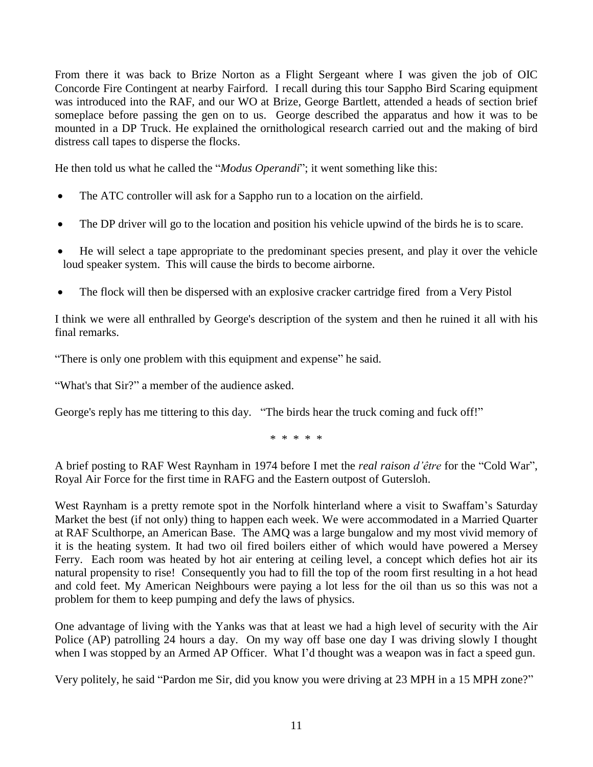From there it was back to Brize Norton as a Flight Sergeant where I was given the job of OIC Concorde Fire Contingent at nearby Fairford. I recall during this tour Sappho Bird Scaring equipment was introduced into the RAF, and our WO at Brize, George Bartlett, attended a heads of section brief someplace before passing the gen on to us. George described the apparatus and how it was to be mounted in a DP Truck. He explained the ornithological research carried out and the making of bird distress call tapes to disperse the flocks.

He then told us what he called the "*Modus Operandi*"; it went something like this:

- The ATC controller will ask for a Sappho run to a location on the airfield.
- The DP driver will go to the location and position his vehicle upwind of the birds he is to scare.
- He will select a tape appropriate to the predominant species present, and play it over the vehicle loud speaker system. This will cause the birds to become airborne.
- The flock will then be dispersed with an explosive cracker cartridge fired from a Very Pistol

I think we were all enthralled by George's description of the system and then he ruined it all with his final remarks.

"There is only one problem with this equipment and expense" he said.

"What's that Sir?" a member of the audience asked.

George's reply has me tittering to this day. "The birds hear the truck coming and fuck off!"

\* \* \* \* \*

A brief posting to RAF West Raynham in 1974 before I met the *real raison d'être* for the "Cold War", Royal Air Force for the first time in RAFG and the Eastern outpost of Gutersloh.

West Raynham is a pretty remote spot in the Norfolk hinterland where a visit to Swaffam's Saturday Market the best (if not only) thing to happen each week. We were accommodated in a Married Quarter at RAF Sculthorpe, an American Base. The AMQ was a large bungalow and my most vivid memory of it is the heating system. It had two oil fired boilers either of which would have powered a Mersey Ferry. Each room was heated by hot air entering at ceiling level, a concept which defies hot air its natural propensity to rise! Consequently you had to fill the top of the room first resulting in a hot head and cold feet. My American Neighbours were paying a lot less for the oil than us so this was not a problem for them to keep pumping and defy the laws of physics.

One advantage of living with the Yanks was that at least we had a high level of security with the Air Police (AP) patrolling 24 hours a day. On my way off base one day I was driving slowly I thought when I was stopped by an Armed AP Officer. What I'd thought was a weapon was in fact a speed gun.

Very politely, he said "Pardon me Sir, did you know you were driving at 23 MPH in a 15 MPH zone?"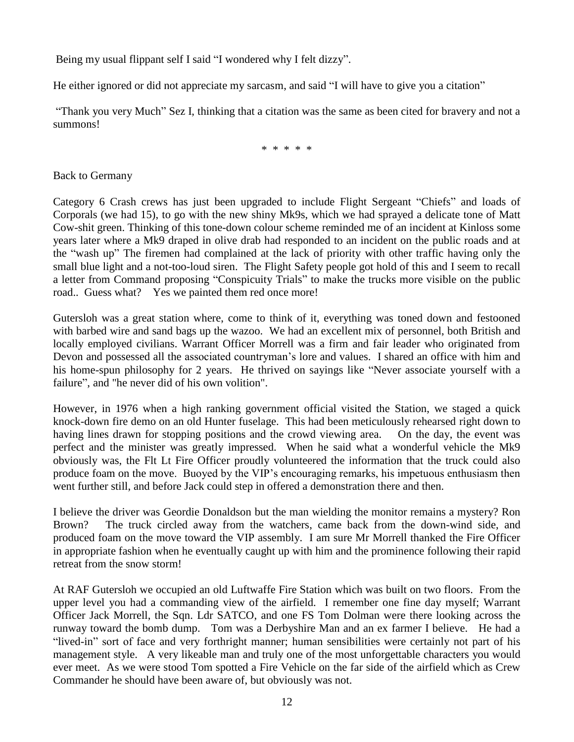Being my usual flippant self I said "I wondered why I felt dizzy".

He either ignored or did not appreciate my sarcasm, and said "I will have to give you a citation"

"Thank you very Much" Sez I, thinking that a citation was the same as been cited for bravery and not a summons!

\* \* \* \* \*

Back to Germany

Category 6 Crash crews has just been upgraded to include Flight Sergeant "Chiefs" and loads of Corporals (we had 15), to go with the new shiny Mk9s, which we had sprayed a delicate tone of Matt Cow-shit green. Thinking of this tone-down colour scheme reminded me of an incident at Kinloss some years later where a Mk9 draped in olive drab had responded to an incident on the public roads and at the "wash up" The firemen had complained at the lack of priority with other traffic having only the small blue light and a not-too-loud siren. The Flight Safety people got hold of this and I seem to recall a letter from Command proposing "Conspicuity Trials" to make the trucks more visible on the public road.. Guess what? Yes we painted them red once more!

Gutersloh was a great station where, come to think of it, everything was toned down and festooned with barbed wire and sand bags up the wazoo. We had an excellent mix of personnel, both British and locally employed civilians. Warrant Officer Morrell was a firm and fair leader who originated from Devon and possessed all the associated countryman's lore and values. I shared an office with him and his home-spun philosophy for 2 years. He thrived on sayings like "Never associate yourself with a failure", and "he never did of his own volition".

However, in 1976 when a high ranking government official visited the Station, we staged a quick knock-down fire demo on an old Hunter fuselage. This had been meticulously rehearsed right down to having lines drawn for stopping positions and the crowd viewing area. On the day, the event was perfect and the minister was greatly impressed. When he said what a wonderful vehicle the Mk9 obviously was, the Flt Lt Fire Officer proudly volunteered the information that the truck could also produce foam on the move. Buoyed by the VIP's encouraging remarks, his impetuous enthusiasm then went further still, and before Jack could step in offered a demonstration there and then.

I believe the driver was Geordie Donaldson but the man wielding the monitor remains a mystery? Ron Brown? The truck circled away from the watchers, came back from the down-wind side, and produced foam on the move toward the VIP assembly. I am sure Mr Morrell thanked the Fire Officer in appropriate fashion when he eventually caught up with him and the prominence following their rapid retreat from the snow storm!

At RAF Gutersloh we occupied an old Luftwaffe Fire Station which was built on two floors. From the upper level you had a commanding view of the airfield. I remember one fine day myself; Warrant Officer Jack Morrell, the Sqn. Ldr SATCO, and one FS Tom Dolman were there looking across the runway toward the bomb dump. Tom was a Derbyshire Man and an ex farmer I believe. He had a "lived-in" sort of face and very forthright manner; human sensibilities were certainly not part of his management style. A very likeable man and truly one of the most unforgettable characters you would ever meet. As we were stood Tom spotted a Fire Vehicle on the far side of the airfield which as Crew Commander he should have been aware of, but obviously was not.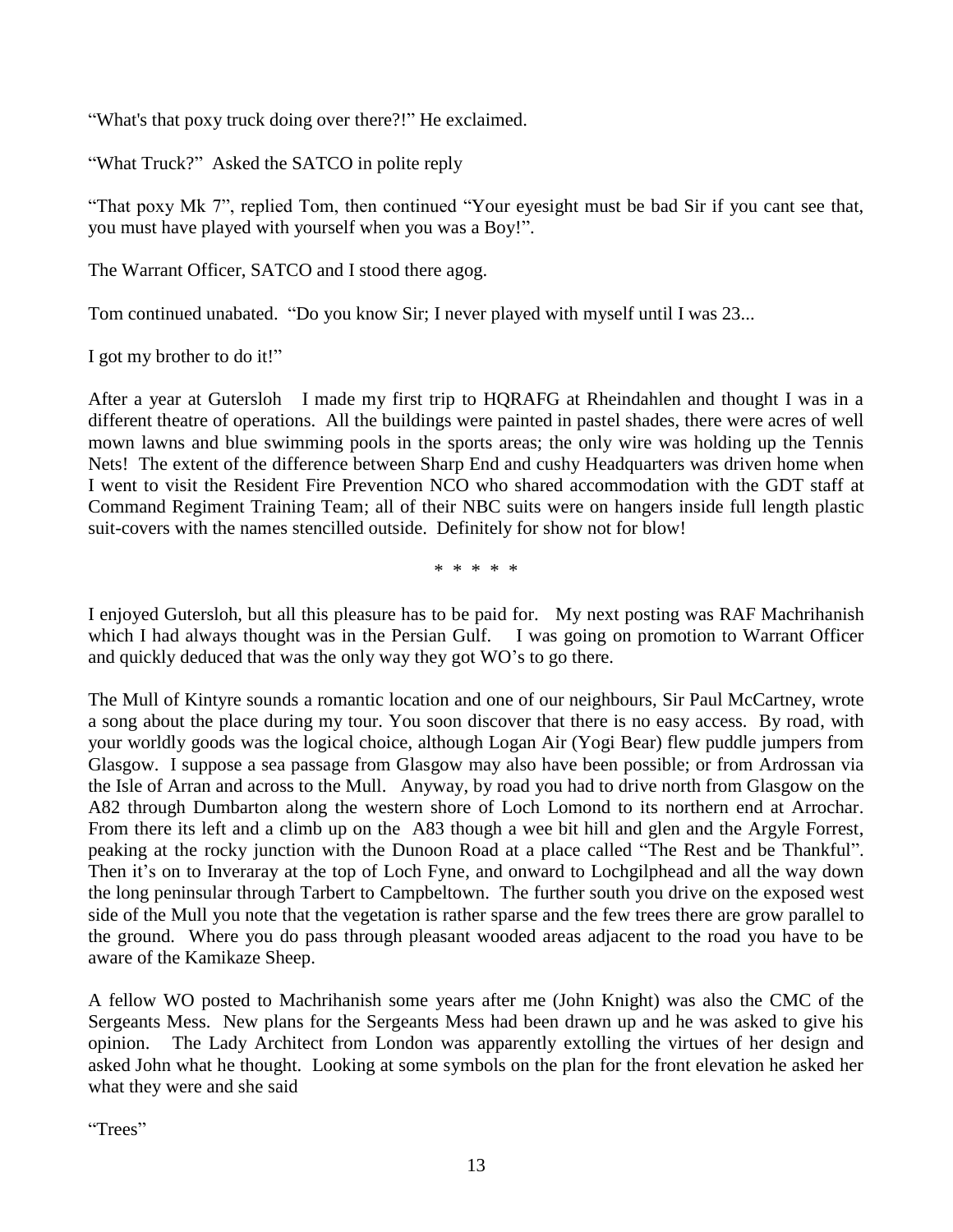"What's that poxy truck doing over there?!" He exclaimed.

"What Truck?" Asked the SATCO in polite reply

"That poxy Mk 7", replied Tom, then continued "Your eyesight must be bad Sir if you cant see that, you must have played with yourself when you was a Boy!".

The Warrant Officer, SATCO and I stood there agog.

Tom continued unabated. "Do you know Sir; I never played with myself until I was 23...

I got my brother to do it!"

After a year at Gutersloh I made my first trip to HQRAFG at Rheindahlen and thought I was in a different theatre of operations. All the buildings were painted in pastel shades, there were acres of well mown lawns and blue swimming pools in the sports areas; the only wire was holding up the Tennis Nets! The extent of the difference between Sharp End and cushy Headquarters was driven home when I went to visit the Resident Fire Prevention NCO who shared accommodation with the GDT staff at Command Regiment Training Team; all of their NBC suits were on hangers inside full length plastic suit-covers with the names stencilled outside. Definitely for show not for blow!

\* \* \* \* \*

I enjoyed Gutersloh, but all this pleasure has to be paid for. My next posting was RAF Machrihanish which I had always thought was in the Persian Gulf. I was going on promotion to Warrant Officer and quickly deduced that was the only way they got WO's to go there.

The Mull of Kintyre sounds a romantic location and one of our neighbours, Sir Paul McCartney, wrote a song about the place during my tour. You soon discover that there is no easy access. By road, with your worldly goods was the logical choice, although Logan Air (Yogi Bear) flew puddle jumpers from Glasgow. I suppose a sea passage from Glasgow may also have been possible; or from Ardrossan via the Isle of Arran and across to the Mull. Anyway, by road you had to drive north from Glasgow on the A82 through Dumbarton along the western shore of Loch Lomond to its northern end at Arrochar. From there its left and a climb up on the A83 though a wee bit hill and glen and the Argyle Forrest, peaking at the rocky junction with the Dunoon Road at a place called "The Rest and be Thankful". Then it's on to Inveraray at the top of Loch Fyne, and onward to Lochgilphead and all the way down the long peninsular through Tarbert to Campbeltown. The further south you drive on the exposed west side of the Mull you note that the vegetation is rather sparse and the few trees there are grow parallel to the ground. Where you do pass through pleasant wooded areas adjacent to the road you have to be aware of the Kamikaze Sheep.

A fellow WO posted to Machrihanish some years after me (John Knight) was also the CMC of the Sergeants Mess. New plans for the Sergeants Mess had been drawn up and he was asked to give his opinion. The Lady Architect from London was apparently extolling the virtues of her design and asked John what he thought. Looking at some symbols on the plan for the front elevation he asked her what they were and she said

"Trees"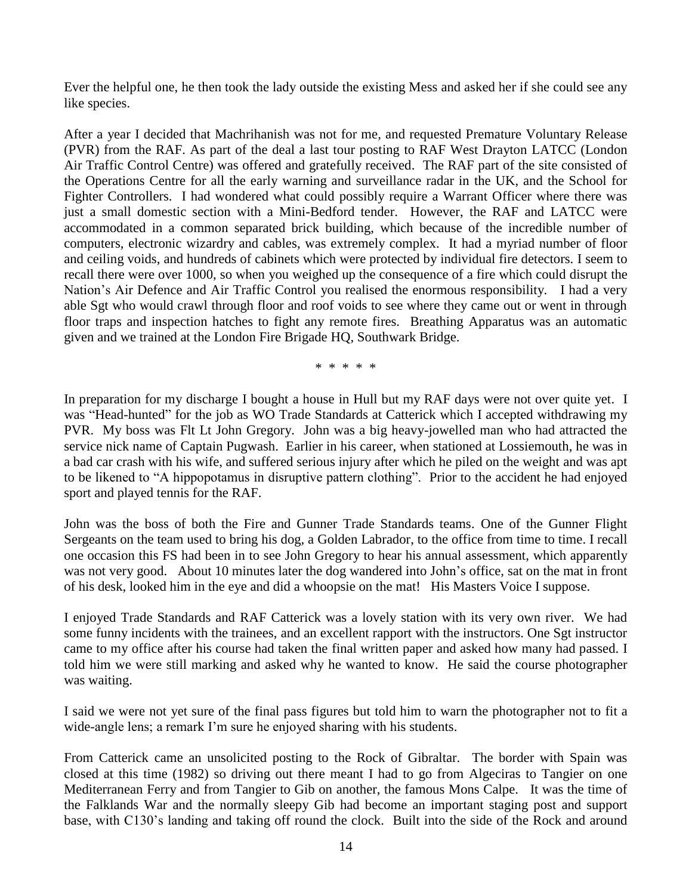Ever the helpful one, he then took the lady outside the existing Mess and asked her if she could see any like species.

After a year I decided that Machrihanish was not for me, and requested Premature Voluntary Release (PVR) from the RAF. As part of the deal a last tour posting to RAF West Drayton LATCC (London Air Traffic Control Centre) was offered and gratefully received. The RAF part of the site consisted of the Operations Centre for all the early warning and surveillance radar in the UK, and the School for Fighter Controllers. I had wondered what could possibly require a Warrant Officer where there was just a small domestic section with a Mini-Bedford tender. However, the RAF and LATCC were accommodated in a common separated brick building, which because of the incredible number of computers, electronic wizardry and cables, was extremely complex. It had a myriad number of floor and ceiling voids, and hundreds of cabinets which were protected by individual fire detectors. I seem to recall there were over 1000, so when you weighed up the consequence of a fire which could disrupt the Nation's Air Defence and Air Traffic Control you realised the enormous responsibility. I had a very able Sgt who would crawl through floor and roof voids to see where they came out or went in through floor traps and inspection hatches to fight any remote fires. Breathing Apparatus was an automatic given and we trained at the London Fire Brigade HQ, Southwark Bridge.

\* \* \* \* \*

In preparation for my discharge I bought a house in Hull but my RAF days were not over quite yet. I was "Head-hunted" for the job as WO Trade Standards at Catterick which I accepted withdrawing my PVR. My boss was Flt Lt John Gregory. John was a big heavy-jowelled man who had attracted the service nick name of Captain Pugwash. Earlier in his career, when stationed at Lossiemouth, he was in a bad car crash with his wife, and suffered serious injury after which he piled on the weight and was apt to be likened to "A hippopotamus in disruptive pattern clothing". Prior to the accident he had enjoyed sport and played tennis for the RAF.

John was the boss of both the Fire and Gunner Trade Standards teams. One of the Gunner Flight Sergeants on the team used to bring his dog, a Golden Labrador, to the office from time to time. I recall one occasion this FS had been in to see John Gregory to hear his annual assessment, which apparently was not very good. About 10 minutes later the dog wandered into John's office, sat on the mat in front of his desk, looked him in the eye and did a whoopsie on the mat! His Masters Voice I suppose.

I enjoyed Trade Standards and RAF Catterick was a lovely station with its very own river. We had some funny incidents with the trainees, and an excellent rapport with the instructors. One Sgt instructor came to my office after his course had taken the final written paper and asked how many had passed. I told him we were still marking and asked why he wanted to know. He said the course photographer was waiting.

I said we were not yet sure of the final pass figures but told him to warn the photographer not to fit a wide-angle lens; a remark I'm sure he enjoyed sharing with his students.

From Catterick came an unsolicited posting to the Rock of Gibraltar. The border with Spain was closed at this time (1982) so driving out there meant I had to go from Algeciras to Tangier on one Mediterranean Ferry and from Tangier to Gib on another, the famous Mons Calpe. It was the time of the Falklands War and the normally sleepy Gib had become an important staging post and support base, with C130's landing and taking off round the clock. Built into the side of the Rock and around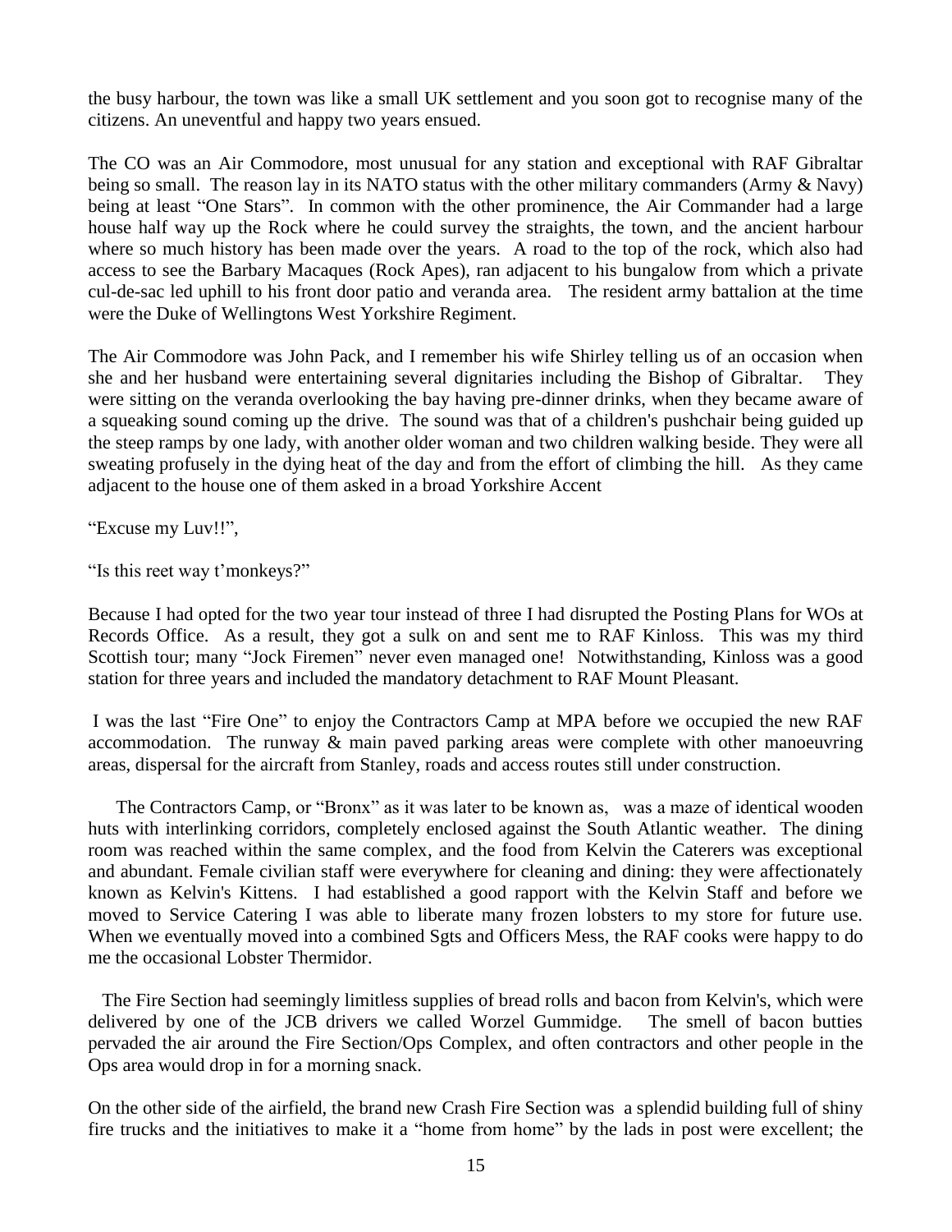the busy harbour, the town was like a small UK settlement and you soon got to recognise many of the citizens. An uneventful and happy two years ensued.

The CO was an Air Commodore, most unusual for any station and exceptional with RAF Gibraltar being so small. The reason lay in its NATO status with the other military commanders (Army & Navy) being at least "One Stars". In common with the other prominence, the Air Commander had a large house half way up the Rock where he could survey the straights, the town, and the ancient harbour where so much history has been made over the years. A road to the top of the rock, which also had access to see the Barbary Macaques (Rock Apes), ran adjacent to his bungalow from which a private cul-de-sac led uphill to his front door patio and veranda area. The resident army battalion at the time were the Duke of Wellingtons West Yorkshire Regiment.

The Air Commodore was John Pack, and I remember his wife Shirley telling us of an occasion when she and her husband were entertaining several dignitaries including the Bishop of Gibraltar. They were sitting on the veranda overlooking the bay having pre-dinner drinks, when they became aware of a squeaking sound coming up the drive. The sound was that of a children's pushchair being guided up the steep ramps by one lady, with another older woman and two children walking beside. They were all sweating profusely in the dying heat of the day and from the effort of climbing the hill. As they came adjacent to the house one of them asked in a broad Yorkshire Accent

"Excuse my Luv!!",

"Is this reet way t'monkeys?"

Because I had opted for the two year tour instead of three I had disrupted the Posting Plans for WOs at Records Office. As a result, they got a sulk on and sent me to RAF Kinloss. This was my third Scottish tour; many "Jock Firemen" never even managed one! Notwithstanding, Kinloss was a good station for three years and included the mandatory detachment to RAF Mount Pleasant.

I was the last "Fire One" to enjoy the Contractors Camp at MPA before we occupied the new RAF accommodation. The runway & main paved parking areas were complete with other manoeuvring areas, dispersal for the aircraft from Stanley, roads and access routes still under construction.

The Contractors Camp, or "Bronx" as it was later to be known as, was a maze of identical wooden huts with interlinking corridors, completely enclosed against the South Atlantic weather. The dining room was reached within the same complex, and the food from Kelvin the Caterers was exceptional and abundant. Female civilian staff were everywhere for cleaning and dining: they were affectionately known as Kelvin's Kittens. I had established a good rapport with the Kelvin Staff and before we moved to Service Catering I was able to liberate many frozen lobsters to my store for future use. When we eventually moved into a combined Sgts and Officers Mess, the RAF cooks were happy to do me the occasional Lobster Thermidor.

The Fire Section had seemingly limitless supplies of bread rolls and bacon from Kelvin's, which were delivered by one of the JCB drivers we called Worzel Gummidge. The smell of bacon butties pervaded the air around the Fire Section/Ops Complex, and often contractors and other people in the Ops area would drop in for a morning snack.

On the other side of the airfield, the brand new Crash Fire Section was a splendid building full of shiny fire trucks and the initiatives to make it a "home from home" by the lads in post were excellent; the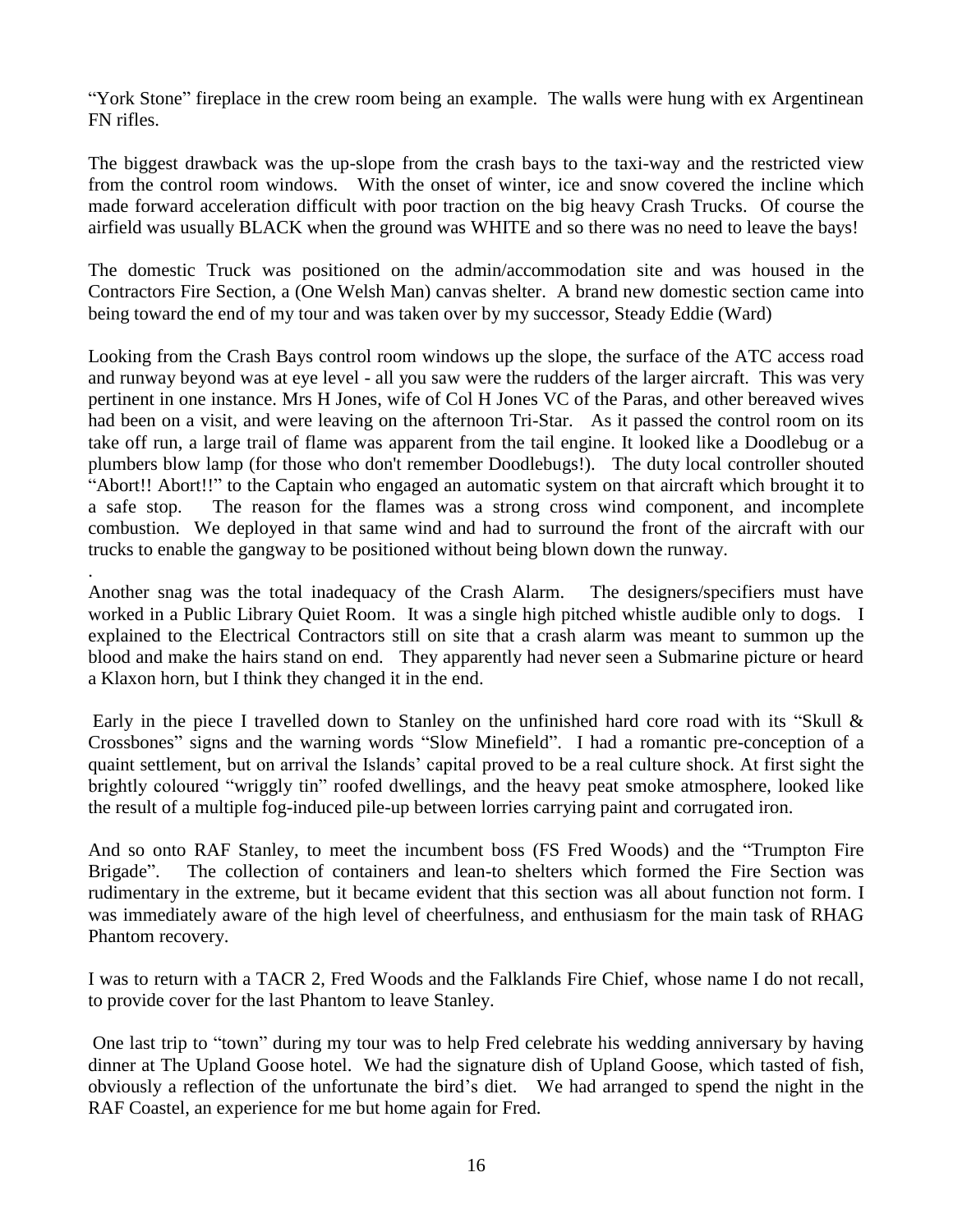"York Stone" fireplace in the crew room being an example. The walls were hung with ex Argentinean FN rifles.

The biggest drawback was the up-slope from the crash bays to the taxi-way and the restricted view from the control room windows. With the onset of winter, ice and snow covered the incline which made forward acceleration difficult with poor traction on the big heavy Crash Trucks. Of course the airfield was usually BLACK when the ground was WHITE and so there was no need to leave the bays!

The domestic Truck was positioned on the admin/accommodation site and was housed in the Contractors Fire Section, a (One Welsh Man) canvas shelter. A brand new domestic section came into being toward the end of my tour and was taken over by my successor, Steady Eddie (Ward)

Looking from the Crash Bays control room windows up the slope, the surface of the ATC access road and runway beyond was at eye level - all you saw were the rudders of the larger aircraft. This was very pertinent in one instance. Mrs H Jones, wife of Col H Jones VC of the Paras, and other bereaved wives had been on a visit, and were leaving on the afternoon Tri-Star. As it passed the control room on its take off run, a large trail of flame was apparent from the tail engine. It looked like a Doodlebug or a plumbers blow lamp (for those who don't remember Doodlebugs!). The duty local controller shouted "Abort!! Abort!!" to the Captain who engaged an automatic system on that aircraft which brought it to a safe stop. The reason for the flames was a strong cross wind component, and incomplete combustion. We deployed in that same wind and had to surround the front of the aircraft with our trucks to enable the gangway to be positioned without being blown down the runway.

Another snag was the total inadequacy of the Crash Alarm. The designers/specifiers must have worked in a Public Library Quiet Room. It was a single high pitched whistle audible only to dogs. I explained to the Electrical Contractors still on site that a crash alarm was meant to summon up the blood and make the hairs stand on end. They apparently had never seen a Submarine picture or heard a Klaxon horn, but I think they changed it in the end.

Early in the piece I travelled down to Stanley on the unfinished hard core road with its "Skull & Crossbones" signs and the warning words "Slow Minefield". I had a romantic pre-conception of a quaint settlement, but on arrival the Islands' capital proved to be a real culture shock. At first sight the brightly coloured "wriggly tin" roofed dwellings, and the heavy peat smoke atmosphere, looked like the result of a multiple fog-induced pile-up between lorries carrying paint and corrugated iron.

And so onto RAF Stanley, to meet the incumbent boss (FS Fred Woods) and the "Trumpton Fire Brigade". The collection of containers and lean-to shelters which formed the Fire Section was rudimentary in the extreme, but it became evident that this section was all about function not form. I was immediately aware of the high level of cheerfulness, and enthusiasm for the main task of RHAG Phantom recovery.

I was to return with a TACR 2, Fred Woods and the Falklands Fire Chief, whose name I do not recall, to provide cover for the last Phantom to leave Stanley.

One last trip to "town" during my tour was to help Fred celebrate his wedding anniversary by having dinner at The Upland Goose hotel. We had the signature dish of Upland Goose, which tasted of fish, obviously a reflection of the unfortunate the bird's diet. We had arranged to spend the night in the RAF Coastel, an experience for me but home again for Fred.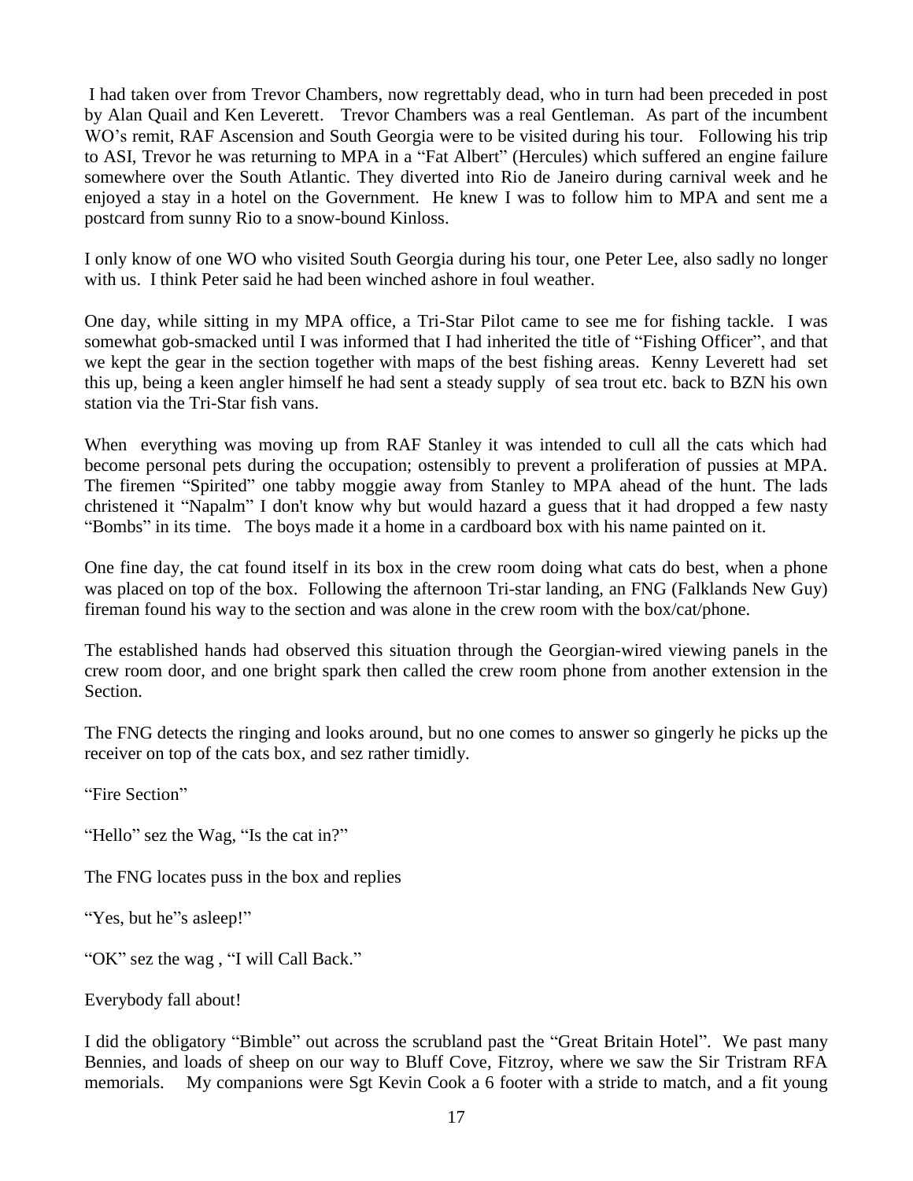I had taken over from Trevor Chambers, now regrettably dead, who in turn had been preceded in post by Alan Quail and Ken Leverett. Trevor Chambers was a real Gentleman. As part of the incumbent WO's remit, RAF Ascension and South Georgia were to be visited during his tour. Following his trip to ASI, Trevor he was returning to MPA in a "Fat Albert" (Hercules) which suffered an engine failure somewhere over the South Atlantic. They diverted into Rio de Janeiro during carnival week and he enjoyed a stay in a hotel on the Government. He knew I was to follow him to MPA and sent me a postcard from sunny Rio to a snow-bound Kinloss.

I only know of one WO who visited South Georgia during his tour, one Peter Lee, also sadly no longer with us. I think Peter said he had been winched ashore in foul weather.

One day, while sitting in my MPA office, a Tri-Star Pilot came to see me for fishing tackle. I was somewhat gob-smacked until I was informed that I had inherited the title of "Fishing Officer", and that we kept the gear in the section together with maps of the best fishing areas. Kenny Leverett had set this up, being a keen angler himself he had sent a steady supply of sea trout etc. back to BZN his own station via the Tri-Star fish vans.

When everything was moving up from RAF Stanley it was intended to cull all the cats which had become personal pets during the occupation; ostensibly to prevent a proliferation of pussies at MPA. The firemen "Spirited" one tabby moggie away from Stanley to MPA ahead of the hunt. The lads christened it "Napalm" I don't know why but would hazard a guess that it had dropped a few nasty "Bombs" in its time. The boys made it a home in a cardboard box with his name painted on it.

One fine day, the cat found itself in its box in the crew room doing what cats do best, when a phone was placed on top of the box. Following the afternoon Tri-star landing, an FNG (Falklands New Guy) fireman found his way to the section and was alone in the crew room with the box/cat/phone.

The established hands had observed this situation through the Georgian-wired viewing panels in the crew room door, and one bright spark then called the crew room phone from another extension in the Section.

The FNG detects the ringing and looks around, but no one comes to answer so gingerly he picks up the receiver on top of the cats box, and sez rather timidly.

"Fire Section"

"Hello" sez the Wag, "Is the cat in?"

The FNG locates puss in the box and replies

"Yes, but he"s asleep!"

"OK" sez the wag , "I will Call Back."

Everybody fall about!

I did the obligatory "Bimble" out across the scrubland past the "Great Britain Hotel". We past many Bennies, and loads of sheep on our way to Bluff Cove, Fitzroy, where we saw the Sir Tristram RFA memorials. My companions were Sgt Kevin Cook a 6 footer with a stride to match, and a fit young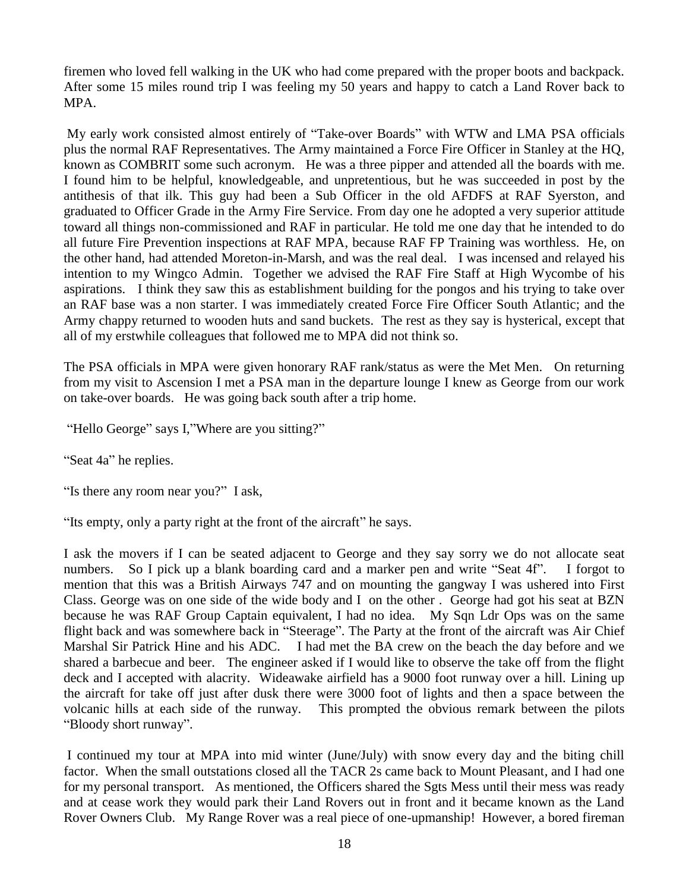firemen who loved fell walking in the UK who had come prepared with the proper boots and backpack. After some 15 miles round trip I was feeling my 50 years and happy to catch a Land Rover back to MPA.

My early work consisted almost entirely of "Take-over Boards" with WTW and LMA PSA officials plus the normal RAF Representatives. The Army maintained a Force Fire Officer in Stanley at the HQ, known as COMBRIT some such acronym. He was a three pipper and attended all the boards with me. I found him to be helpful, knowledgeable, and unpretentious, but he was succeeded in post by the antithesis of that ilk. This guy had been a Sub Officer in the old AFDFS at RAF Syerston, and graduated to Officer Grade in the Army Fire Service. From day one he adopted a very superior attitude toward all things non-commissioned and RAF in particular. He told me one day that he intended to do all future Fire Prevention inspections at RAF MPA, because RAF FP Training was worthless. He, on the other hand, had attended Moreton-in-Marsh, and was the real deal. I was incensed and relayed his intention to my Wingco Admin. Together we advised the RAF Fire Staff at High Wycombe of his aspirations. I think they saw this as establishment building for the pongos and his trying to take over an RAF base was a non starter. I was immediately created Force Fire Officer South Atlantic; and the Army chappy returned to wooden huts and sand buckets. The rest as they say is hysterical, except that all of my erstwhile colleagues that followed me to MPA did not think so.

The PSA officials in MPA were given honorary RAF rank/status as were the Met Men. On returning from my visit to Ascension I met a PSA man in the departure lounge I knew as George from our work on take-over boards. He was going back south after a trip home.

"Hello George" says I,"Where are you sitting?"

"Seat 4a" he replies.

"Is there any room near you?" I ask,

"Its empty, only a party right at the front of the aircraft" he says.

I ask the movers if I can be seated adjacent to George and they say sorry we do not allocate seat numbers. So I pick up a blank boarding card and a marker pen and write "Seat 4f". I forgot to mention that this was a British Airways 747 and on mounting the gangway I was ushered into First Class. George was on one side of the wide body and I on the other . George had got his seat at BZN because he was RAF Group Captain equivalent, I had no idea. My Sqn Ldr Ops was on the same flight back and was somewhere back in "Steerage". The Party at the front of the aircraft was Air Chief Marshal Sir Patrick Hine and his ADC. I had met the BA crew on the beach the day before and we shared a barbecue and beer. The engineer asked if I would like to observe the take off from the flight deck and I accepted with alacrity. Wideawake airfield has a 9000 foot runway over a hill. Lining up the aircraft for take off just after dusk there were 3000 foot of lights and then a space between the volcanic hills at each side of the runway. This prompted the obvious remark between the pilots "Bloody short runway".

I continued my tour at MPA into mid winter (June/July) with snow every day and the biting chill factor. When the small outstations closed all the TACR 2s came back to Mount Pleasant, and I had one for my personal transport. As mentioned, the Officers shared the Sgts Mess until their mess was ready and at cease work they would park their Land Rovers out in front and it became known as the Land Rover Owners Club. My Range Rover was a real piece of one-upmanship! However, a bored fireman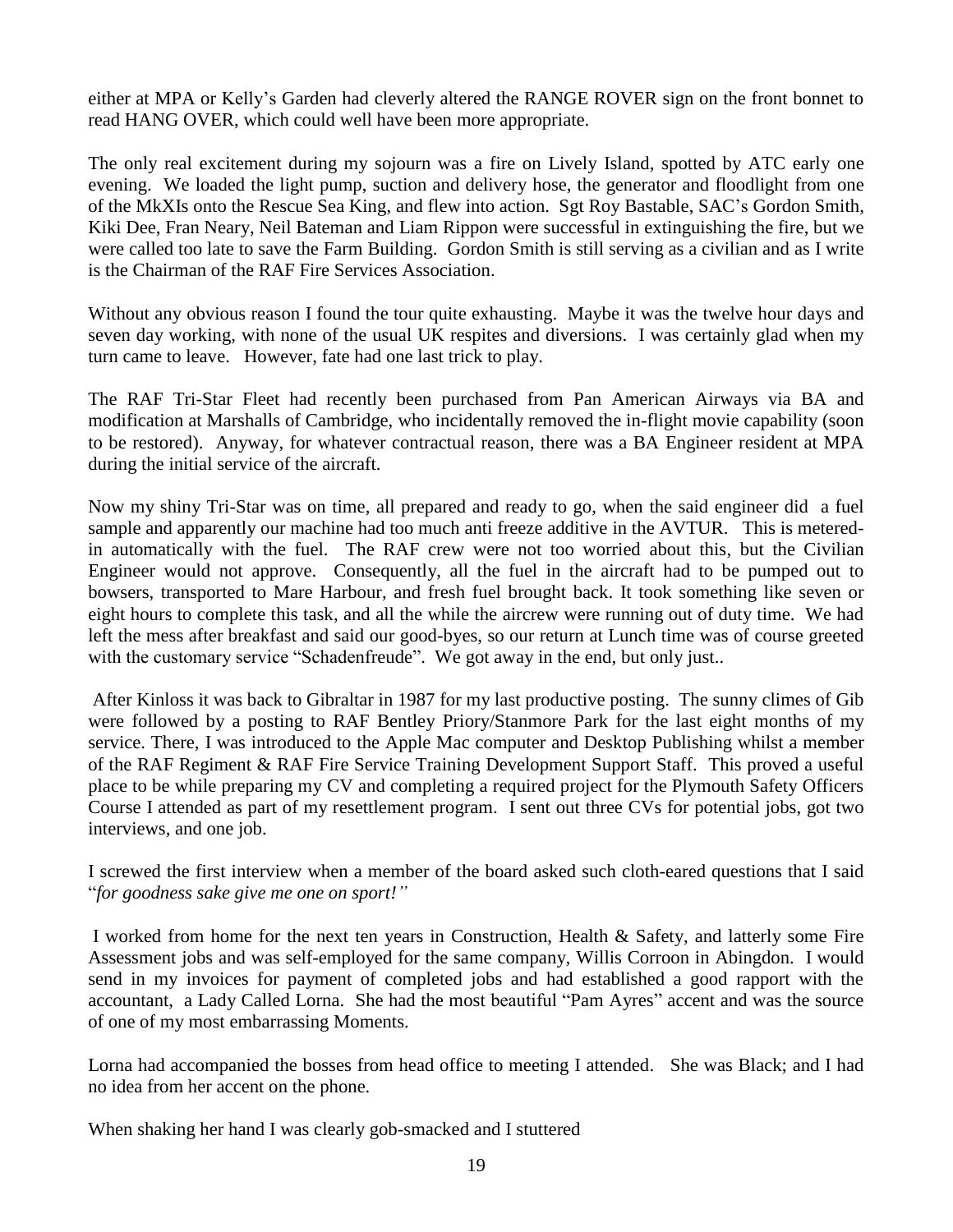either at MPA or Kelly's Garden had cleverly altered the RANGE ROVER sign on the front bonnet to read HANG OVER, which could well have been more appropriate.

The only real excitement during my sojourn was a fire on Lively Island, spotted by ATC early one evening. We loaded the light pump, suction and delivery hose, the generator and floodlight from one of the MkXIs onto the Rescue Sea King, and flew into action. Sgt Roy Bastable, SAC's Gordon Smith, Kiki Dee, Fran Neary, Neil Bateman and Liam Rippon were successful in extinguishing the fire, but we were called too late to save the Farm Building. Gordon Smith is still serving as a civilian and as I write is the Chairman of the RAF Fire Services Association.

Without any obvious reason I found the tour quite exhausting. Maybe it was the twelve hour days and seven day working, with none of the usual UK respites and diversions. I was certainly glad when my turn came to leave. However, fate had one last trick to play.

The RAF Tri-Star Fleet had recently been purchased from Pan American Airways via BA and modification at Marshalls of Cambridge, who incidentally removed the in-flight movie capability (soon to be restored). Anyway, for whatever contractual reason, there was a BA Engineer resident at MPA during the initial service of the aircraft.

Now my shiny Tri-Star was on time, all prepared and ready to go, when the said engineer did a fuel sample and apparently our machine had too much anti freeze additive in the AVTUR. This is metered-in automatically with the fuel. The RAF crew were not too worried about this, but the Civilian Engineer would not approve. Consequently, all the fuel in the aircraft had to be pumped out to bowsers, transported to Mare Harbour, and fresh fuel brought back. It took something like seven or eight hours to complete this task, and all the while the aircrew were running out of duty time. We had left the mess after breakfast and said our good-byes, so our return at Lunch time was of course greeted with the customary service "Schadenfreude". We got away in the end, but only just..

After Kinloss it was back to Gibraltar in 1987 for my last productive posting. The sunny climes of Gib were followed by a posting to RAF Bentley Priory/Stanmore Park for the last eight months of my service. There, I was introduced to the Apple Mac computer and Desktop Publishing whilst a member of the RAF Regiment & RAF Fire Service Training Development Support Staff. This proved a useful place to be while preparing my CV and completing a required project for the Plymouth Safety Officers Course I attended as part of my resettlement program. I sent out three CVs for potential jobs, got two interviews, and one job.

I screwed the first interview when a member of the board asked such cloth-eared questions that I said "*for goodness sake give me one on sport!"*

I worked from home for the next ten years in Construction, Health & Safety, and latterly some Fire Assessment jobs and was self-employed for the same company, Willis Corroon in Abingdon. I would send in my invoices for payment of completed jobs and had established a good rapport with the accountant, a Lady Called Lorna. She had the most beautiful "Pam Ayres" accent and was the source of one of my most embarrassing Moments.

Lorna had accompanied the bosses from head office to meeting I attended. She was Black; and I had no idea from her accent on the phone.

When shaking her hand I was clearly gob-smacked and I stuttered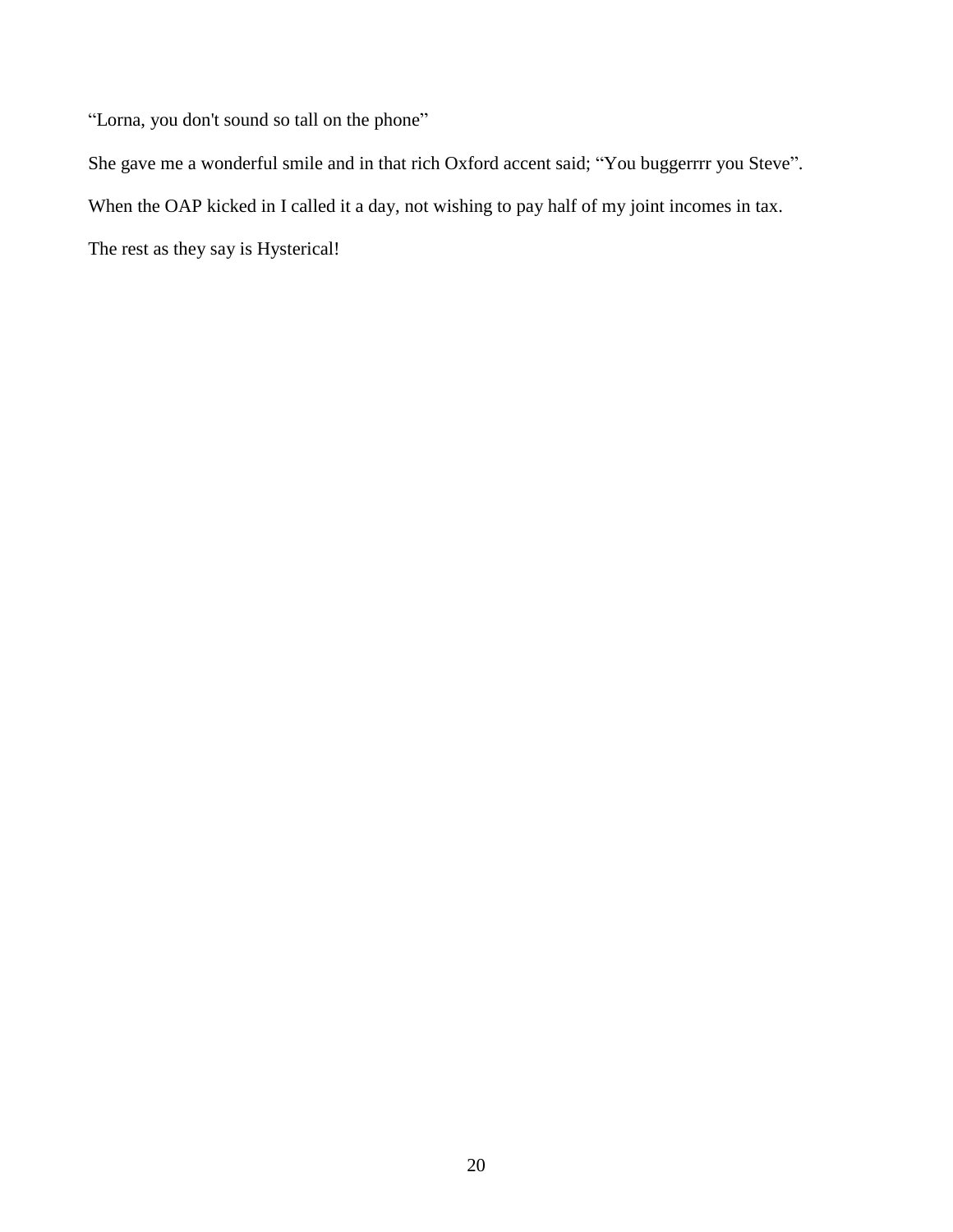“Lorna, you don't sound so tall on the phone”

She gave me a wonderful smile and in that rich Oxford accent said; “You buggerrrr you Steve”.

When the OAP kicked in I called it a day, not wishing to pay half of my joint incomes in tax.

The rest as they say is Hysterical!